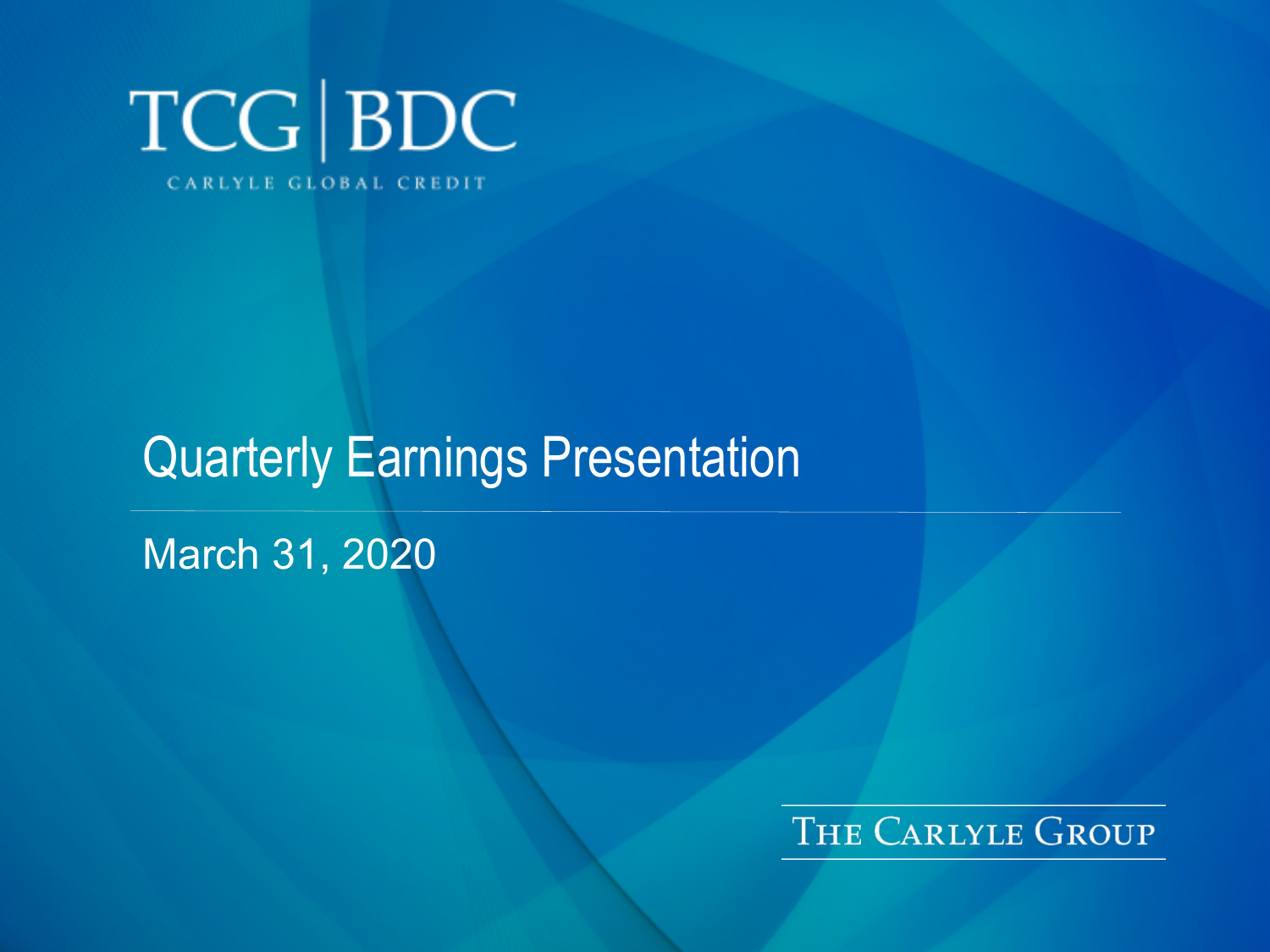# TCG | BDC

CARLYLE GLOBAL CREDIT

## Quarterly Earnings Presentation

March 31, 2020

THE CARLYLE GROUP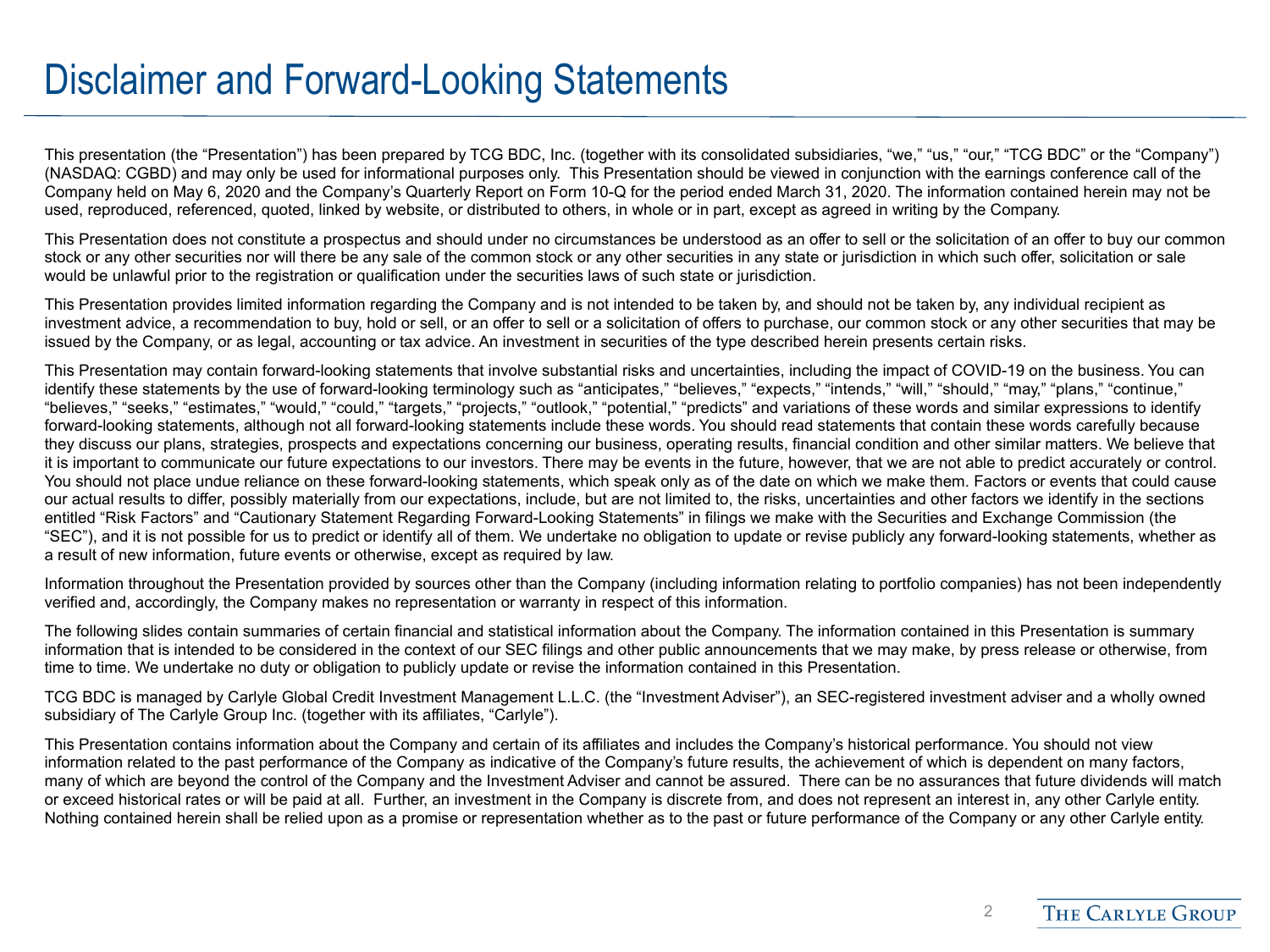# Disclaimer and Forward-Looking Statements

This presentation (the "Presentation") has been prepared by TCG BDC, Inc. (together with its consolidated subsidiaries, "we," "us," "our," "TCG BDC" or the "Company") (NASDAQ: CGBD) and may only be used for informational purposes only. This Presentation should be viewed in conjunction with the earnings conference call of the Company held on May 6, 2020 and the Company's Quarterly Report on Form 10-Q for the period ended March 31, 2020. The information contained herein may not be used, reproduced, referenced, quoted, linked by website, or distributed to others, in whole or in part, except as agreed in writing by the Company.

This Presentation does not constitute a prospectus and should under no circumstances be understood as an offer to sell or the solicitation of an offer to buy our common stock or any other securities nor will there be any sale of the common stock or any other securities in any state or jurisdiction in which such offer, solicitation or sale would be unlawful prior to the registration or qualification under the securities laws of such state or jurisdiction.

This Presentation provides limited information regarding the Company and is not intended to be taken by, and should not be taken by, any individual recipient as investment advice, a recommendation to buy, hold or sell, or an offer to sell or a solicitation of offers to purchase, our common stock or any other securities that may be issued by the Company, or as legal, accounting or tax advice. An investment in securities of the type described herein presents certain risks.

This Presentation may contain forward-looking statements that involve substantial risks and uncertainties, including the impact of COVID-19 on the business. You can identify these statements by the use of forward-looking terminology such as "anticipates," "believes," "expects," "intends," "will," "should," "may," "plans," "continue," "believes," "seeks," "estimates," "would," "could," "targets," "projects," "outlook," "potential," "predicts" and variations of these words and similar expressions to identify forward-looking statements, although not all forward-looking statements include these words. You should read statements that contain these words carefully because they discuss our plans, strategies, prospects and expectations concerning our business, operating results, financial condition and other similar matters. We believe that it is important to communicate our future expectations to our investors. There may be events in the future, however, that we are not able to predict accurately or control. You should not place undue reliance on these forward-looking statements, which speak only as of the date on which we make them. Factors or events that could cause our actual results to differ, possibly materially from our expectations, include, but are not limited to, the risks, uncertainties and other factors we identify in the sections entitled "Risk Factors" and "Cautionary Statement Regarding Forward-Looking Statements" in filings we make with the Securities and Exchange Commission (the "SEC"), and it is not possible for us to predict or identify all of them. We undertake no obligation to update or revise publicly any forward-looking statements, whether as a result of new information, future events or otherwise, except as required by law.

Information throughout the Presentation provided by sources other than the Company (including information relating to portfolio companies) has not been independently verified and, accordingly, the Company makes no representation or warranty in respect of this information.

The following slides contain summaries of certain financial and statistical information about the Company. The information contained in this Presentation is summary information that is intended to be considered in the context of our SEC filings and other public announcements that we may make, by press release or otherwise, from time to time. We undertake no duty or obligation to publicly update or revise the information contained in this Presentation.

TCG BDC is managed by Carlyle Global Credit Investment Management L.L.C. (the "Investment Adviser"), an SEC-registered investment adviser and a wholly owned subsidiary of The Carlyle Group Inc. (together with its affiliates, "Carlyle").

This Presentation contains information about the Company and certain of its affiliates and includes the Company's historical performance. You should not view information related to the past performance of the Company as indicative of the Company's future results, the achievement of which is dependent on many factors, many of which are beyond the control of the Company and the Investment Adviser and cannot be assured. There can be no assurances that future dividends will match or exceed historical rates or will be paid at all. Further, an investment in the Company is discrete from, and does not represent an interest in, any other Carlyle entity. Nothing contained herein shall be relied upon as a promise or representation whether as to the past or future performance of the Company or any other Carlyle entity.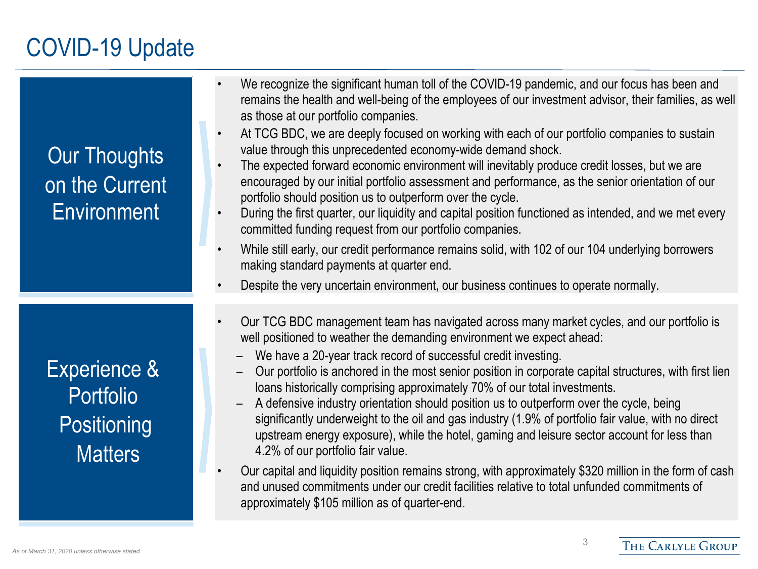# COVID-19 Update

## Our Thoughts on the Current Environment

- We recognize the significant human toll of the COVID-19 pandemic, and our focus has been and remains the health and well-being of the employees of our investment advisor, their families, as well as those at our portfolio companies.
- At TCG BDC, we are deeply focused on working with each of our portfolio companies to sustain value through this unprecedented economy-wide demand shock.
- The expected forward economic environment will inevitably produce credit losses, but we are encouraged by our initial portfolio assessment and performance, as the senior orientation of our portfolio should position us to outperform over the cycle.
- During the first quarter, our liquidity and capital position functioned as intended, and we met every committed funding request from our portfolio companies.
- While still early, our credit performance remains solid, with 102 of our 104 underlying borrowers making standard payments at quarter end.
- Despite the very uncertain environment, our business continues to operate normally.

## Experience & Portfolio Positioning Matters

- Our TCG BDC management team has navigated across many market cycles, and our portfolio is well positioned to weather the demanding environment we expect ahead:
  - We have a 20-year track record of successful credit investing.
  - Our portfolio is anchored in the most senior position in corporate capital structures, with first lien loans historically comprising approximately 70% of our total investments.
  - A defensive industry orientation should position us to outperform over the cycle, being significantly underweight to the oil and gas industry (1.9% of portfolio fair value, with no direct upstream energy exposure), while the hotel, gaming and leisure sector account for less than 4.2% of our portfolio fair value.
- Our capital and liquidity position remains strong, with approximately $320 million in the form of cash and unused commitments under our credit facilities relative to total unfunded commitments of approximately $105 million as of quarter-end.

*As of March 31, 2020 unless otherwise stated.*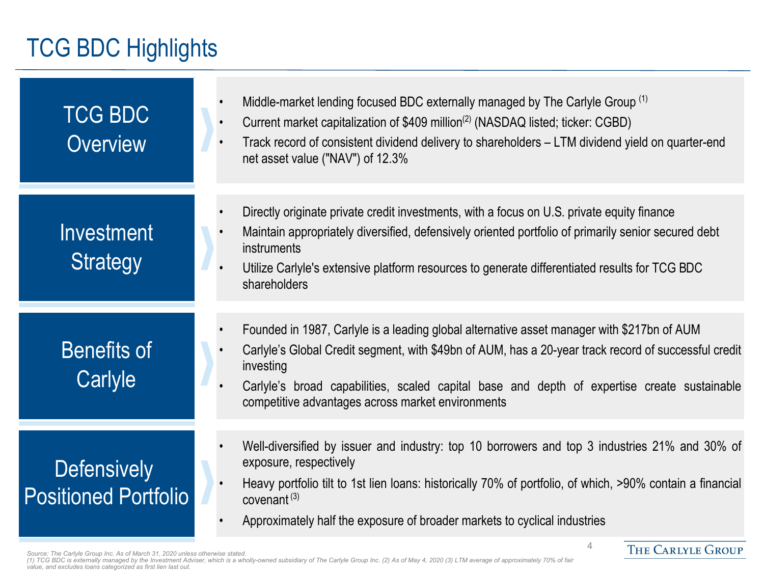# TCG BDC Highlights

## TCG BDC Overview

- Middle-market lending focused BDC externally managed by The Carlyle Group [(1)]
- Current market capitalization of $409 million[(2)] (NASDAQ listed; ticker: CGBD)
- Track record of consistent dividend delivery to shareholders – LTM dividend yield on quarter-end net asset value ("NAV") of 12.3%

## Investment Strategy

- Directly originate private credit investments, with a focus on U.S. private equity finance
- Maintain appropriately diversified, defensively oriented portfolio of primarily senior secured debt instruments
- Utilize Carlyle's extensive platform resources to generate differentiated results for TCG BDC shareholders

## Benefits of Carlyle

- Founded in 1987, Carlyle is a leading global alternative asset manager with $217bn of AUM
- Carlyle's Global Credit segment, with $49bn of AUM, has a 20-year track record of successful credit investing
- Carlyle's broad capabilities, scaled capital base and depth of expertise create sustainable competitive advantages across market environments

## Defensively Positioned Portfolio

- Well-diversified by issuer and industry: top 10 borrowers and top 3 industries 21% and 30% of exposure, respectively
- Heavy portfolio tilt to 1st lien loans: historically 70% of portfolio, of which, >90% contain a financial covenant [(3)]
- Approximately half the exposure of broader markets to cyclical industries

*Source: The Carlyle Group Inc. As of March 31, 2020 unless otherwise stated.*
*(1) TCG BDC is externally managed by the Investment Adviser, which is a wholly-owned subsidiary of The Carlyle Group Inc. (2) As of May 4, 2020 (3) LTM average of approximately 70% of fair value, and excludes loans categorized as first lien last out.*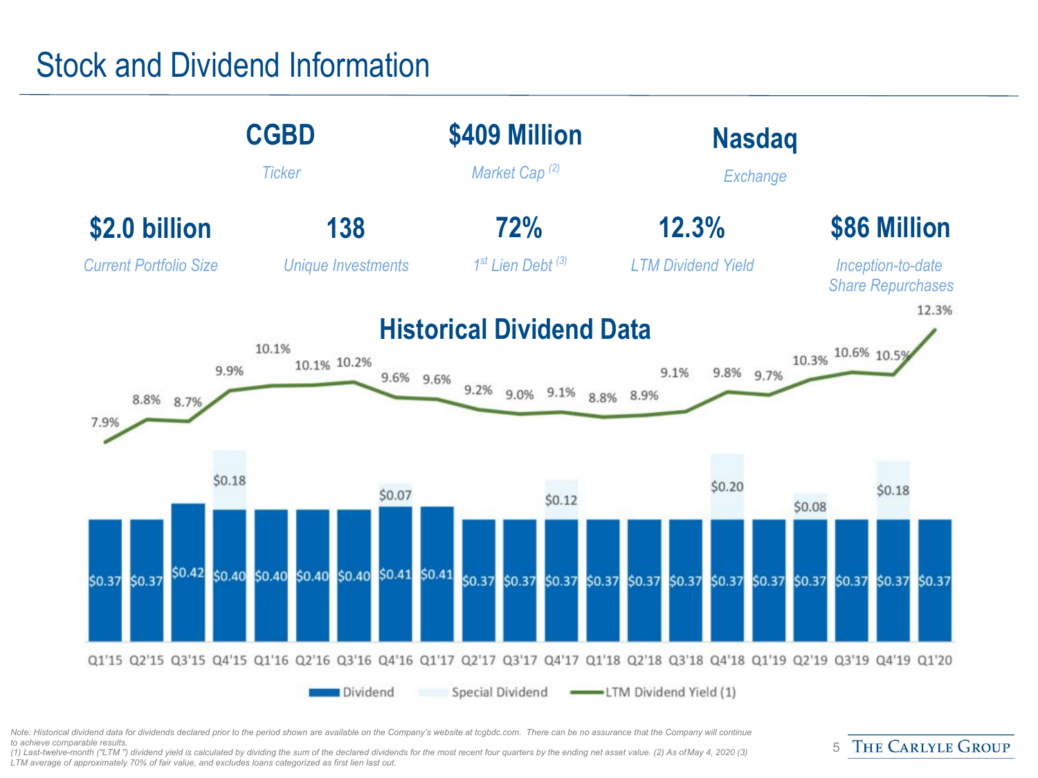# Stock and Dividend Information

| | | |
|---|---|---|
| **CGBD** | **$409 Million** | **Nasdaq** |
| *Ticker* | *Market Cap (2)* | *Exchange* |

| | | | | |
|---|---|---|---|---|
| **$2.0 billion** | **138** | **72%** | **12.3%** | **$86 Million** |
| *Current Portfolio Size* | *Unique Investments* | *1st Lien Debt (3)* | *LTM Dividend Yield* | *Inception-to-date Share Repurchases* |

## Historical Dividend Data

| Quarter | Dividend | Special Dividend | LTM Dividend Yield (1) |
|---|---|---|---|
| Q1'15 | $0.37 | | 7.9% |
| Q2'15 | $0.37 | | 8.8% |
| Q3'15 | $0.42 | | 8.7% |
| Q4'15 | $0.40 | $0.18 | 9.9% |
| Q1'16 | $0.40 | | 10.1% |
| Q2'16 | $0.40 | | 10.1% |
| Q3'16 | $0.40 | | 10.2% |
| Q4'16 | $0.41 | $0.07 | 9.6% |
| Q1'17 | $0.41 | | 9.6% |
| Q2'17 | $0.37 | | 9.2% |
| Q3'17 | $0.37 | | 9.0% |
| Q4'17 | $0.37 | $0.12 | 9.1% |
| Q1'18 | $0.37 | | 8.8% |
| Q2'18 | $0.37 | | 8.9% |
| Q3'18 | $0.37 | | 9.1% |
| Q4'18 | $0.37 | $0.20 | 9.8% |
| Q1'19 | $0.37 | | 9.7% |
| Q2'19 | $0.37 | $0.08 | 10.3% |
| Q3'19 | $0.37 | | 10.6% |
| Q4'19 | $0.37 | $0.18 | 10.5% |
| Q1'20 | $0.37 | | 12.3% |

*Note: Historical dividend data for dividends declared prior to the period shown are available on the Company's website at tcgbdc.com. There can be no assurance that the Company will continue to achieve comparable results.*
*(1) Last-twelve-month ("LTM ") dividend yield is calculated by dividing the sum of the declared dividends for the most recent four quarters by the ending net asset value. (2) As of May 4, 2020 (3) LTM average of approximately 70% of fair value, and excludes loans categorized as first lien last out.*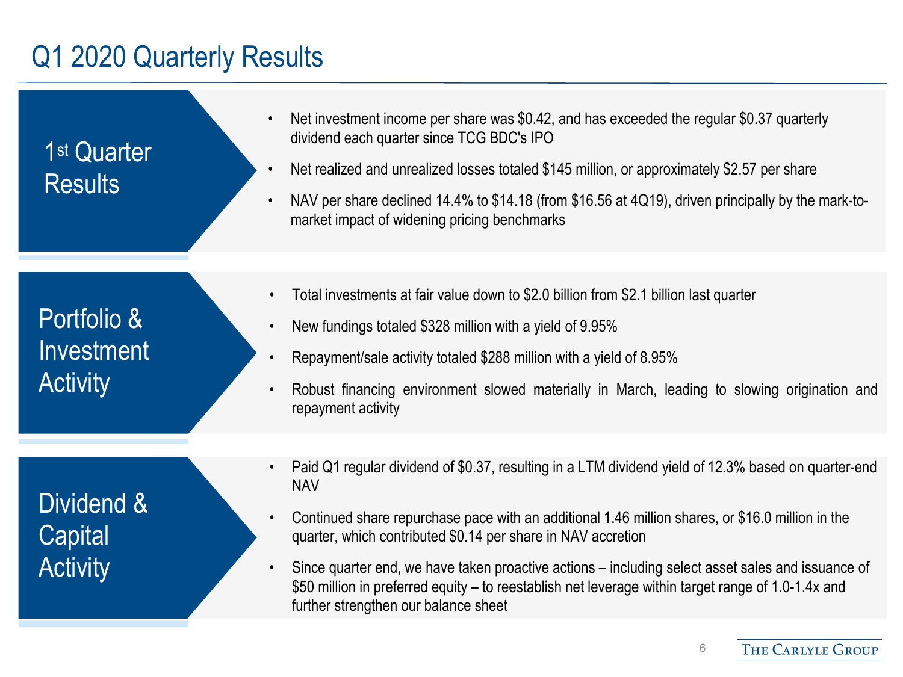# Q1 2020 Quarterly Results

## 1st Quarter Results

- Net investment income per share was $0.42, and has exceeded the regular $0.37 quarterly dividend each quarter since TCG BDC's IPO
- Net realized and unrealized losses totaled $145 million, or approximately $2.57 per share
- NAV per share declined 14.4% to $14.18 (from $16.56 at 4Q19), driven principally by the mark-to-market impact of widening pricing benchmarks

## Portfolio & Investment Activity

- Total investments at fair value down to $2.0 billion from $2.1 billion last quarter
- New fundings totaled $328 million with a yield of 9.95%
- Repayment/sale activity totaled $288 million with a yield of 8.95%
- Robust financing environment slowed materially in March, leading to slowing origination and repayment activity

## Dividend & Capital Activity

- Paid Q1 regular dividend of $0.37, resulting in a LTM dividend yield of 12.3% based on quarter-end NAV
- Continued share repurchase pace with an additional 1.46 million shares, or $16.0 million in the quarter, which contributed $0.14 per share in NAV accretion
- Since quarter end, we have taken proactive actions – including select asset sales and issuance of $50 million in preferred equity – to reestablish net leverage within target range of 1.0-1.4x and further strengthen our balance sheet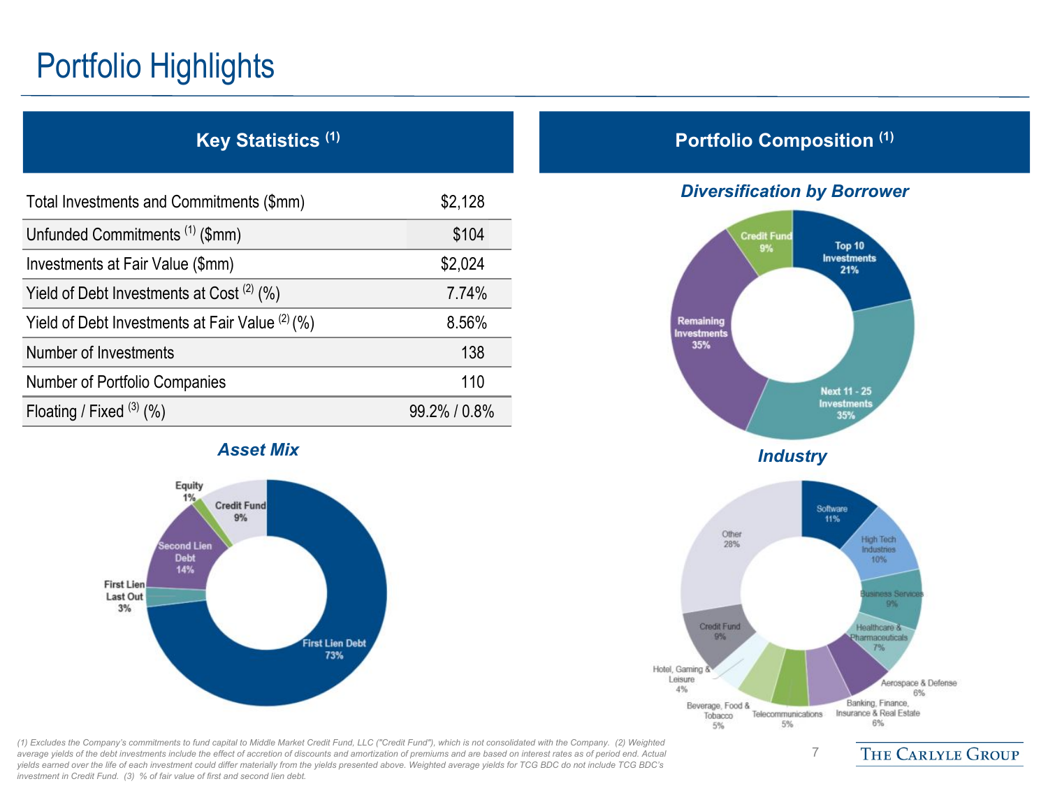# Portfolio Highlights

## Key Statistics (1)

| | |
|---|---|
| Total Investments and Commitments ($mm) | $2,128 |
| Unfunded Commitments (1) ($mm) | $104 |
| Investments at Fair Value ($mm) | $2,024 |
| Yield of Debt Investments at Cost (2) (%) | 7.74% |
| Yield of Debt Investments at Fair Value (2) (%) | 8.56% |
| Number of Investments | 138 |
| Number of Portfolio Companies | 110 |
| Floating / Fixed (3) (%) | 99.2% / 0.8% |

### Asset Mix

| Asset | % |
|---|---|
| First Lien Debt | 73% |
| First Lien Last Out | 3% |
| Second Lien Debt | 14% |
| Equity | 1% |
| Credit Fund | 9% |

## Portfolio Composition (1)

### Diversification by Borrower

| Borrower | % |
|---|---|
| Top 10 Investments | 21% |
| Next 11 - 25 Investments | 35% |
| Remaining Investments | 35% |
| Credit Fund | 9% |

### Industry

| Industry | % |
|---|---|
| Software | 11% |
| High Tech Industries | 10% |
| Business Services | 9% |
| Healthcare & Pharmaceuticals | 7% |
| Aerospace & Defense | 6% |
| Banking, Finance, Insurance & Real Estate | 6% |
| Telecommunications | 5% |
| Beverage, Food & Tobacco | 5% |
| Hotel, Gaming & Leisure | 4% |
| Credit Fund | 9% |
| Other | 28% |

(1) Excludes the Company's commitments to fund capital to Middle Market Credit Fund, LLC ("Credit Fund"), which is not consolidated with the Company. (2) Weighted average yields of the debt investments include the effect of accretion of discounts and amortization of premiums and are based on interest rates as of period end. Actual yields earned over the life of each investment could differ materially from the yields presented above. Weighted average yields for TCG BDC do not include TCG BDC's investment in Credit Fund. (3) % of fair value of first and second lien debt.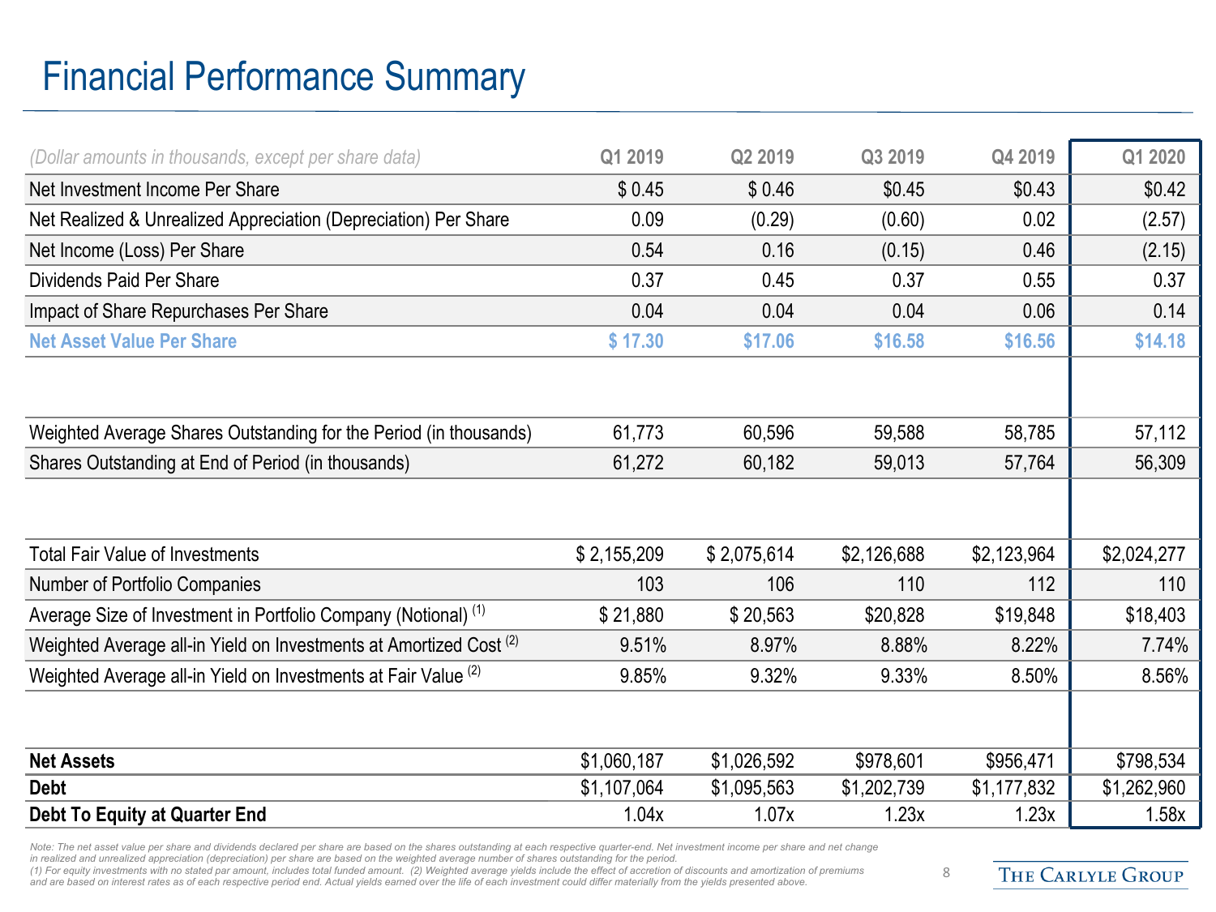# Financial Performance Summary

| (Dollar amounts in thousands, except per share data) | Q1 2019 | Q2 2019 | Q3 2019 | Q4 2019 | Q1 2020 |
|---|---|---|---|---|---|
| Net Investment Income Per Share | $ 0.45 | $ 0.46 | $0.45 | $0.43 | $0.42 |
| Net Realized & Unrealized Appreciation (Depreciation) Per Share | 0.09 | (0.29) | (0.60) | 0.02 | (2.57) |
| Net Income (Loss) Per Share | 0.54 | 0.16 | (0.15) | 0.46 | (2.15) |
| Dividends Paid Per Share | 0.37 | 0.45 | 0.37 | 0.55 | 0.37 |
| Impact of Share Repurchases Per Share | 0.04 | 0.04 | 0.04 | 0.06 | 0.14 |
| **Net Asset Value Per Share** | **$ 17.30** | **$17.06** | **$16.58** | **$16.56** | **$14.18** |
| | | | | | |
| Weighted Average Shares Outstanding for the Period (in thousands) | 61,773 | 60,596 | 59,588 | 58,785 | 57,112 |
| Shares Outstanding at End of Period (in thousands) | 61,272 | 60,182 | 59,013 | 57,764 | 56,309 |
| | | | | | |
| Total Fair Value of Investments | $ 2,155,209 | $ 2,075,614 | $2,126,688 | $2,123,964 | $2,024,277 |
| Number of Portfolio Companies | 103 | 106 | 110 | 112 | 110 |
| Average Size of Investment in Portfolio Company (Notional) (1) | $ 21,880 | $ 20,563 | $20,828 | $19,848 | $18,403 |
| Weighted Average all-in Yield on Investments at Amortized Cost (2) | 9.51% | 8.97% | 8.88% | 8.22% | 7.74% |
| Weighted Average all-in Yield on Investments at Fair Value (2) | 9.85% | 9.32% | 9.33% | 8.50% | 8.56% |
| | | | | | |
| **Net Assets** | $1,060,187 | $1,026,592 | $978,601 | $956,471 | $798,534 |
| **Debt** | $1,107,064 | $1,095,563 | $1,202,739 | $1,177,832 | $1,262,960 |
| **Debt To Equity at Quarter End** | 1.04x | 1.07x | 1.23x | 1.23x | 1.58x |

Note: The net asset value per share and dividends declared per share are based on the shares outstanding at each respective quarter-end. Net investment income per share and net change in realized and unrealized appreciation (depreciation) per share are based on the weighted average number of shares outstanding for the period.
(1) For equity investments with no stated par amount, includes total funded amount. (2) Weighted average yields include the effect of accretion of discounts and amortization of premiums and are based on interest rates as of each respective period end. Actual yields earned over the life of each investment could differ materially from the yields presented above.

THE CARLYLE GROUP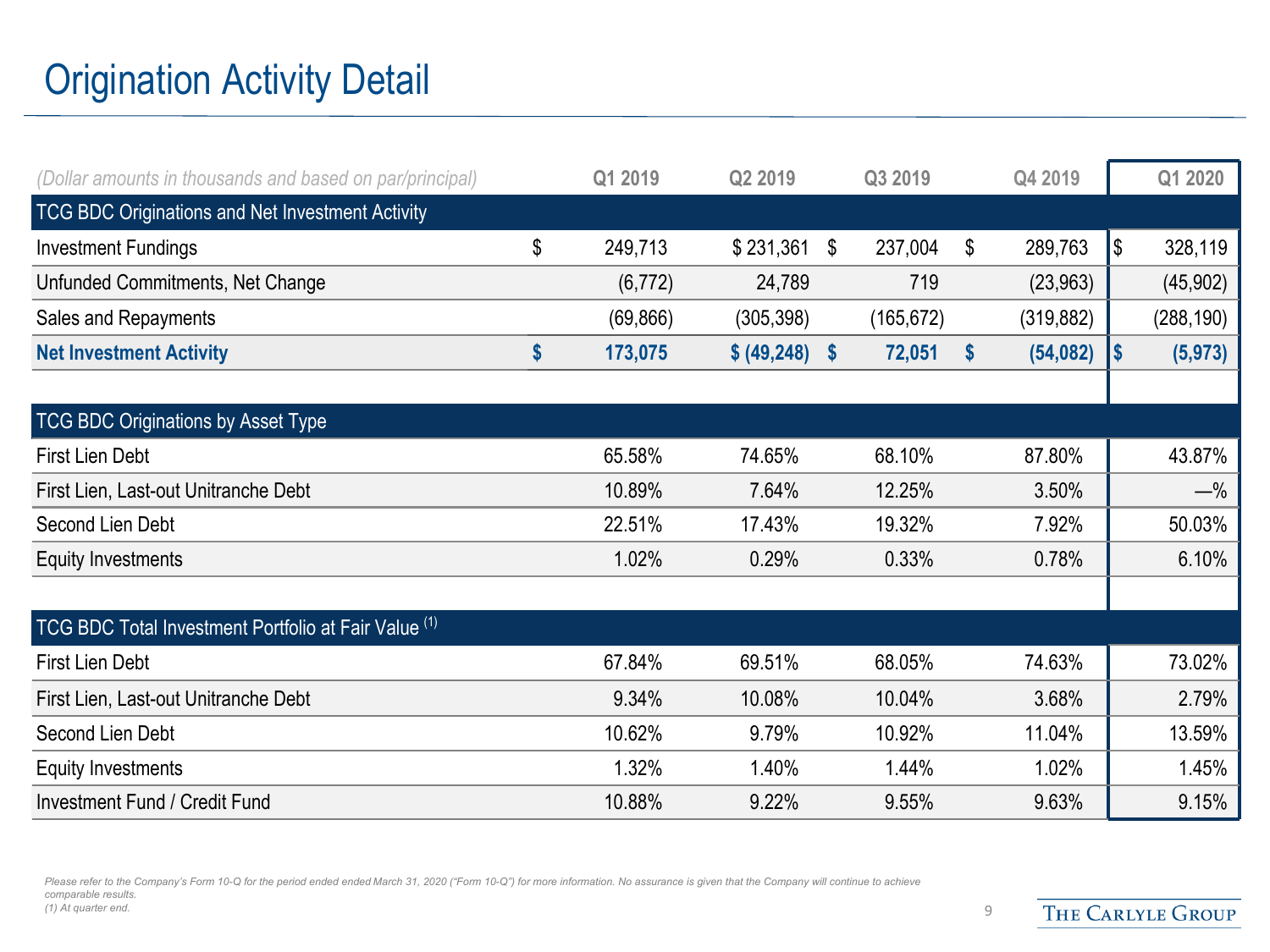# Origination Activity Detail

| *(Dollar amounts in thousands and based on par/principal)* | Q1 2019 | Q2 2019 | Q3 2019 | Q4 2019 | Q1 2020 |
|---|---|---|---|---|---|
| **TCG BDC Originations and Net Investment Activity** | | | | | |
| Investment Fundings | $ 249,713 | $ 231,361 | $ 237,004 | $ 289,763 | $ 328,119 |
| Unfunded Commitments, Net Change | (6,772) | 24,789 | 719 | (23,963) | (45,902) |
| Sales and Repayments | (69,866) | (305,398) | (165,672) | (319,882) | (288,190) |
| **Net Investment Activity** | **$ 173,075** | **$ (49,248)** | **$ 72,051** | **$ (54,082)** | **$ (5,973)** |
| **TCG BDC Originations by Asset Type** | | | | | |
| First Lien Debt | 65.58% | 74.65% | 68.10% | 87.80% | 43.87% |
| First Lien, Last-out Unitranche Debt | 10.89% | 7.64% | 12.25% | 3.50% | —% |
| Second Lien Debt | 22.51% | 17.43% | 19.32% | 7.92% | 50.03% |
| Equity Investments | 1.02% | 0.29% | 0.33% | 0.78% | 6.10% |
| **TCG BDC Total Investment Portfolio at Fair Value [(1)]** | | | | | |
| First Lien Debt | 67.84% | 69.51% | 68.05% | 74.63% | 73.02% |
| First Lien, Last-out Unitranche Debt | 9.34% | 10.08% | 10.04% | 3.68% | 2.79% |
| Second Lien Debt | 10.62% | 9.79% | 10.92% | 11.04% | 13.59% |
| Equity Investments | 1.32% | 1.40% | 1.44% | 1.02% | 1.45% |
| Investment Fund / Credit Fund | 10.88% | 9.22% | 9.55% | 9.63% | 9.15% |

*Please refer to the Company's Form 10-Q for the period ended ended March 31, 2020 ("Form 10-Q") for more information. No assurance is given that the Company will continue to achieve comparable results.*

*(1) At quarter end.*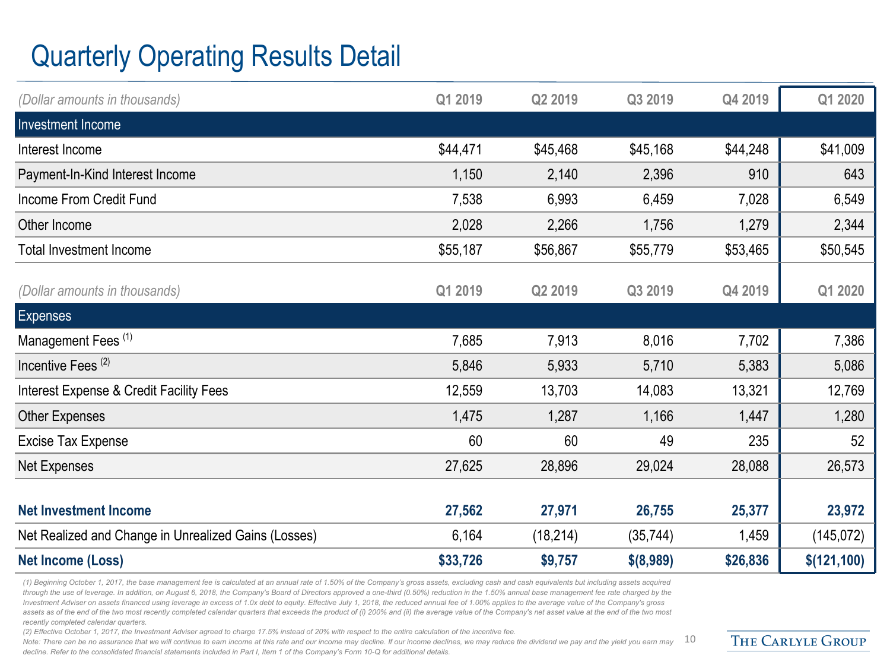# Quarterly Operating Results Detail

| *(Dollar amounts in thousands)* | Q1 2019 | Q2 2019 | Q3 2019 | Q4 2019 | Q1 2020 |
|---|---|---|---|---|---|
| **Investment Income** | | | | | |
| Interest Income | $44,471 | $45,468 | $45,168 | $44,248 | $41,009 |
| Payment-In-Kind Interest Income | 1,150 | 2,140 | 2,396 | 910 | 643 |
| Income From Credit Fund | 7,538 | 6,993 | 6,459 | 7,028 | 6,549 |
| Other Income | 2,028 | 2,266 | 1,756 | 1,279 | 2,344 |
| Total Investment Income | $55,187 | $56,867 | $55,779 | $53,465 | $50,545 |

| *(Dollar amounts in thousands)* | Q1 2019 | Q2 2019 | Q3 2019 | Q4 2019 | Q1 2020 |
|---|---|---|---|---|---|
| **Expenses** | | | | | |
| Management Fees (1) | 7,685 | 7,913 | 8,016 | 7,702 | 7,386 |
| Incentive Fees (2) | 5,846 | 5,933 | 5,710 | 5,383 | 5,086 |
| Interest Expense & Credit Facility Fees | 12,559 | 13,703 | 14,083 | 13,321 | 12,769 |
| Other Expenses | 1,475 | 1,287 | 1,166 | 1,447 | 1,280 |
| Excise Tax Expense | 60 | 60 | 49 | 235 | 52 |
| Net Expenses | 27,625 | 28,896 | 29,024 | 28,088 | 26,573 |
| | | | | | |
| **Net Investment Income** | **27,562** | **27,971** | **26,755** | **25,377** | **23,972** |
| Net Realized and Change in Unrealized Gains (Losses) | 6,164 | (18,214) | (35,744) | 1,459 | (145,072) |
| **Net Income (Loss)** | **$33,726** | **$9,757** | **$(8,989)** | **$26,836** | **$(121,100)** |

*(1) Beginning October 1, 2017, the base management fee is calculated at an annual rate of 1.50% of the Company's gross assets, excluding cash and cash equivalents but including assets acquired through the use of leverage. In addition, on August 6, 2018, the Company's Board of Directors approved a one-third (0.50%) reduction in the 1.50% annual base management fee rate charged by the Investment Adviser on assets financed using leverage in excess of 1.0x debt to equity. Effective July 1, 2018, the reduced annual fee of 1.00% applies to the average value of the Company's gross assets as of the end of the two most recently completed calendar quarters that exceeds the product of (i) 200% and (ii) the average value of the Company's net asset value at the end of the two most recently completed calendar quarters.*

*(2) Effective October 1, 2017, the Investment Adviser agreed to charge 17.5% instead of 20% with respect to the entire calculation of the incentive fee.*

*Note: There can be no assurance that we will continue to earn income at this rate and our income may decline. If our income declines, we may reduce the dividend we pay and the yield you earn may decline. Refer to the consolidated financial statements included in Part I, Item 1 of the Company's Form 10-Q for additional details.*

THE CARLYLE GROUP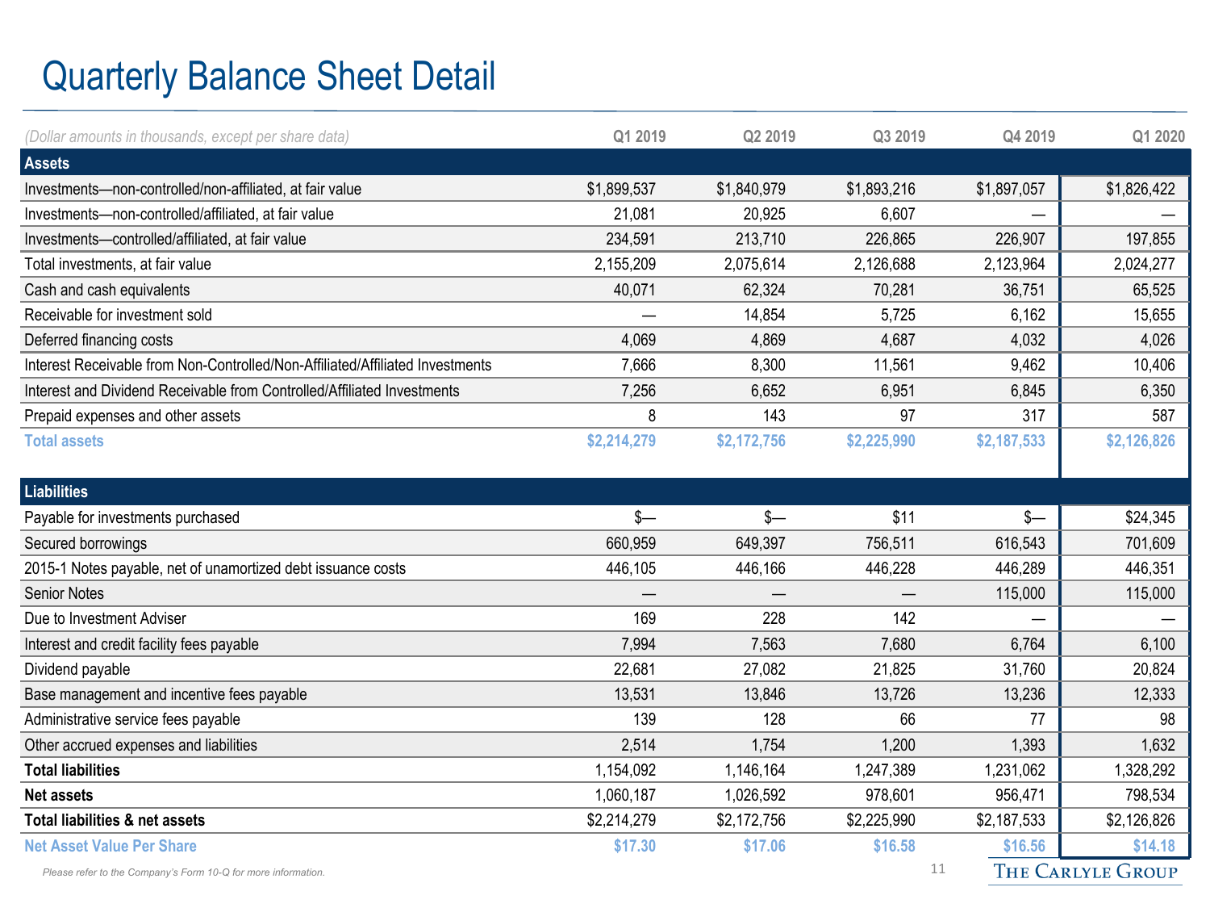# Quarterly Balance Sheet Detail

| *(Dollar amounts in thousands, except per share data)* | Q1 2019 | Q2 2019 | Q3 2019 | Q4 2019 | Q1 2020 |
|---|---|---|---|---|---|
| **Assets** | | | | | |
| Investments—non-controlled/non-affiliated, at fair value | $1,899,537 | $1,840,979 | $1,893,216 | $1,897,057 | $1,826,422 |
| Investments—non-controlled/affiliated, at fair value | 21,081 | 20,925 | 6,607 | — | — |
| Investments—controlled/affiliated, at fair value | 234,591 | 213,710 | 226,865 | 226,907 | 197,855 |
| Total investments, at fair value | 2,155,209 | 2,075,614 | 2,126,688 | 2,123,964 | 2,024,277 |
| Cash and cash equivalents | 40,071 | 62,324 | 70,281 | 36,751 | 65,525 |
| Receivable for investment sold | — | 14,854 | 5,725 | 6,162 | 15,655 |
| Deferred financing costs | 4,069 | 4,869 | 4,687 | 4,032 | 4,026 |
| Interest Receivable from Non-Controlled/Non-Affiliated/Affiliated Investments | 7,666 | 8,300 | 11,561 | 9,462 | 10,406 |
| Interest and Dividend Receivable from Controlled/Affiliated Investments | 7,256 | 6,652 | 6,951 | 6,845 | 6,350 |
| Prepaid expenses and other assets | 8 | 143 | 97 | 317 | 587 |
| **Total assets** | **$2,214,279** | **$2,172,756** | **$2,225,990** | **$2,187,533** | **$2,126,826** |
| **Liabilities** | | | | | |
| Payable for investments purchased | $— | $— | $11 | $— | $24,345 |
| Secured borrowings | 660,959 | 649,397 | 756,511 | 616,543 | 701,609 |
| 2015-1 Notes payable, net of unamortized debt issuance costs | 446,105 | 446,166 | 446,228 | 446,289 | 446,351 |
| Senior Notes | — | — | — | 115,000 | 115,000 |
| Due to Investment Adviser | 169 | 228 | 142 | — | — |
| Interest and credit facility fees payable | 7,994 | 7,563 | 7,680 | 6,764 | 6,100 |
| Dividend payable | 22,681 | 27,082 | 21,825 | 31,760 | 20,824 |
| Base management and incentive fees payable | 13,531 | 13,846 | 13,726 | 13,236 | 12,333 |
| Administrative service fees payable | 139 | 128 | 66 | 77 | 98 |
| Other accrued expenses and liabilities | 2,514 | 1,754 | 1,200 | 1,393 | 1,632 |
| **Total liabilities** | **1,154,092** | **1,146,164** | **1,247,389** | **1,231,062** | **1,328,292** |
| **Net assets** | **1,060,187** | **1,026,592** | **978,601** | **956,471** | **798,534** |
| **Total liabilities & net assets** | **$2,214,279** | **$2,172,756** | **$2,225,990** | **$2,187,533** | **$2,126,826** |
| **Net Asset Value Per Share** | **$17.30** | **$17.06** | **$16.58** | **$16.56** | **$14.18** |

*Please refer to the Company's Form 10-Q for more information.*

THE CARLYLE GROUP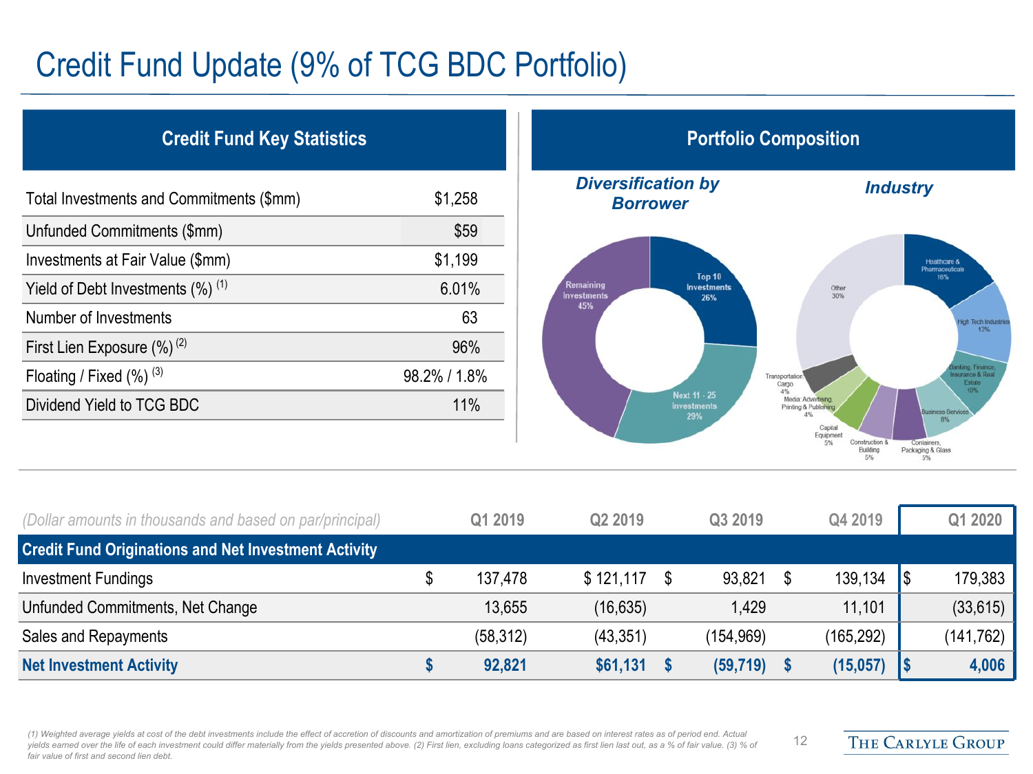# Credit Fund Update (9% of TCG BDC Portfolio)

## Credit Fund Key Statistics

| | |
|---|---|
| Total Investments and Commitments ($mm) | $1,258 |
| Unfunded Commitments ($mm) | $59 |
| Investments at Fair Value ($mm) | $1,199 |
| Yield of Debt Investments (%) (1) | 6.01% |
| Number of Investments | 63 |
| First Lien Exposure (%) (2) | 96% |
| Floating / Fixed (%) (3) | 98.2% / 1.8% |
| Dividend Yield to TCG BDC | 11% |

## Portfolio Composition

***Diversification by Borrower***

- Top 10 Investments 26%
- Next 11 - 25 Investments 29%
- Remaining Investments 45%

***Industry***

- Healthcare & Pharmaceuticals 16%
- High Tech Industries 13%
- Banking, Finance, Insurance & Real Estate 10%
- Business Services 8%
- Containers, Packaging & Glass 5%
- Construction & Building 5%
- Capital Equipment 5%
- Media: Advertising, Printing & Publishing 4%
- Transportation: Cargo 4%
- Other 30%

| *(Dollar amounts in thousands and based on par/principal)* | Q1 2019 | Q2 2019 | Q3 2019 | Q4 2019 | Q1 2020 |
|---|---|---|---|---|---|
| **Credit Fund Originations and Net Investment Activity** | | | | | |
| Investment Fundings | $ 137,478 | $ 121,117 | $ 93,821 | $ 139,134 | $ 179,383 |
| Unfunded Commitments, Net Change | 13,655 | (16,635) | 1,429 | 11,101 | (33,615) |
| Sales and Repayments | (58,312) | (43,351) | (154,969) | (165,292) | (141,762) |
| **Net Investment Activity** | **$ 92,821** | **$61,131** | **$ (59,719)** | **$ (15,057)** | **$ 4,006** |

*(1) Weighted average yields at cost of the debt investments include the effect of accretion of discounts and amortization of premiums and are based on interest rates as of period end. Actual yields earned over the life of each investment could differ materially from the yields presented above. (2) First lien, excluding loans categorized as first lien last out, as a % of fair value. (3) % of fair value of first and second lien debt.*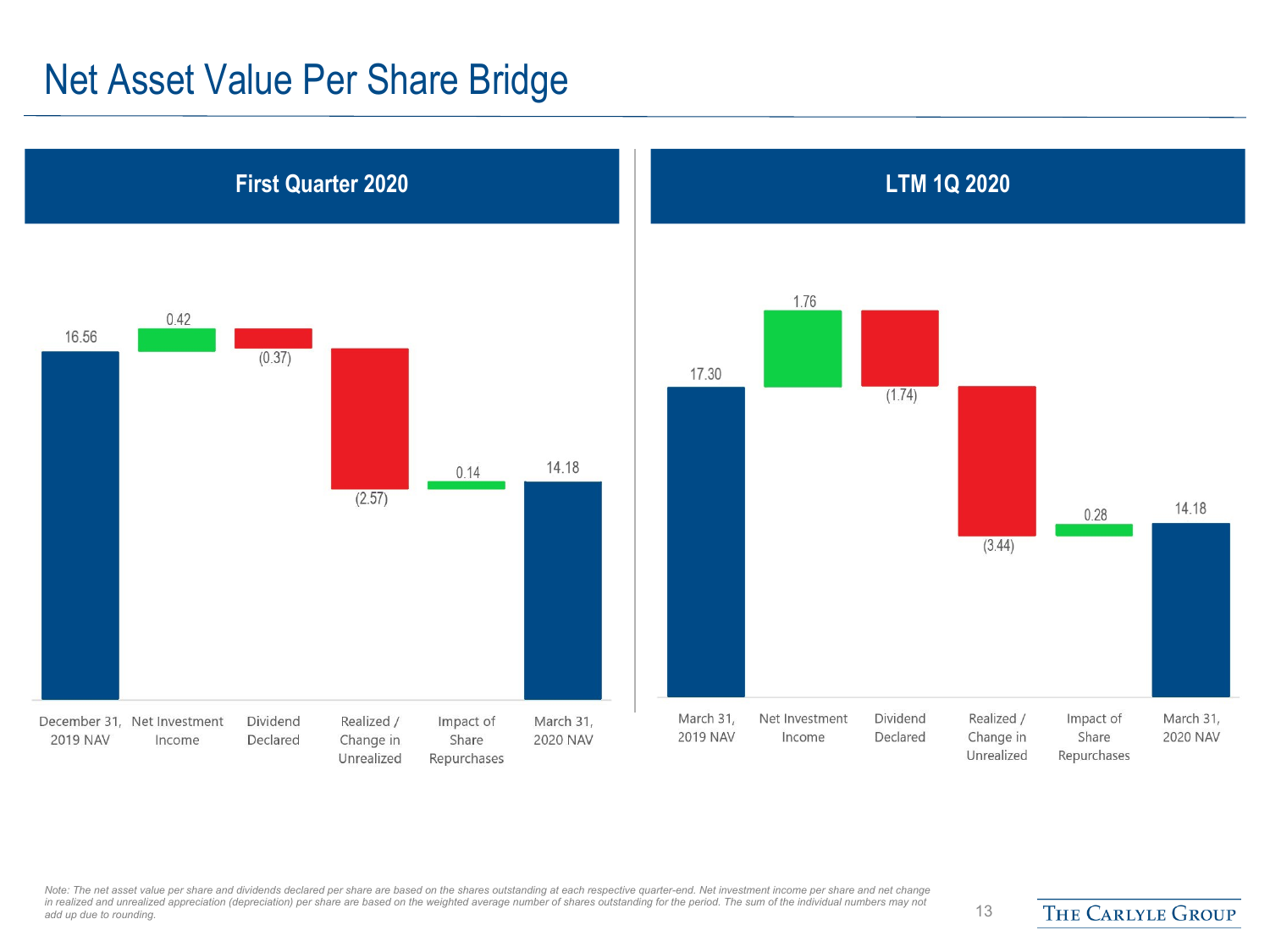# Net Asset Value Per Share Bridge

## First Quarter 2020

| December 31, 2019 NAV | Net Investment Income | Dividend Declared | Realized / Change in Unrealized | Impact of Share Repurchases | March 31, 2020 NAV |
|---|---|---|---|---|---|
| 16.56 | 0.42 | (0.37) | (2.57) | 0.14 | 14.18 |

## LTM 1Q 2020

| March 31, 2019 NAV | Net Investment Income | Dividend Declared | Realized / Change in Unrealized | Impact of Share Repurchases | March 31, 2020 NAV |
|---|---|---|---|---|---|
| 17.30 | 1.76 | (1.74) | (3.44) | 0.28 | 14.18 |

*Note: The net asset value per share and dividends declared per share are based on the shares outstanding at each respective quarter-end. Net investment income per share and net change in realized and unrealized appreciation (depreciation) per share are based on the weighted average number of shares outstanding for the period. The sum of the individual numbers may not add up due to rounding.*

The Carlyle Group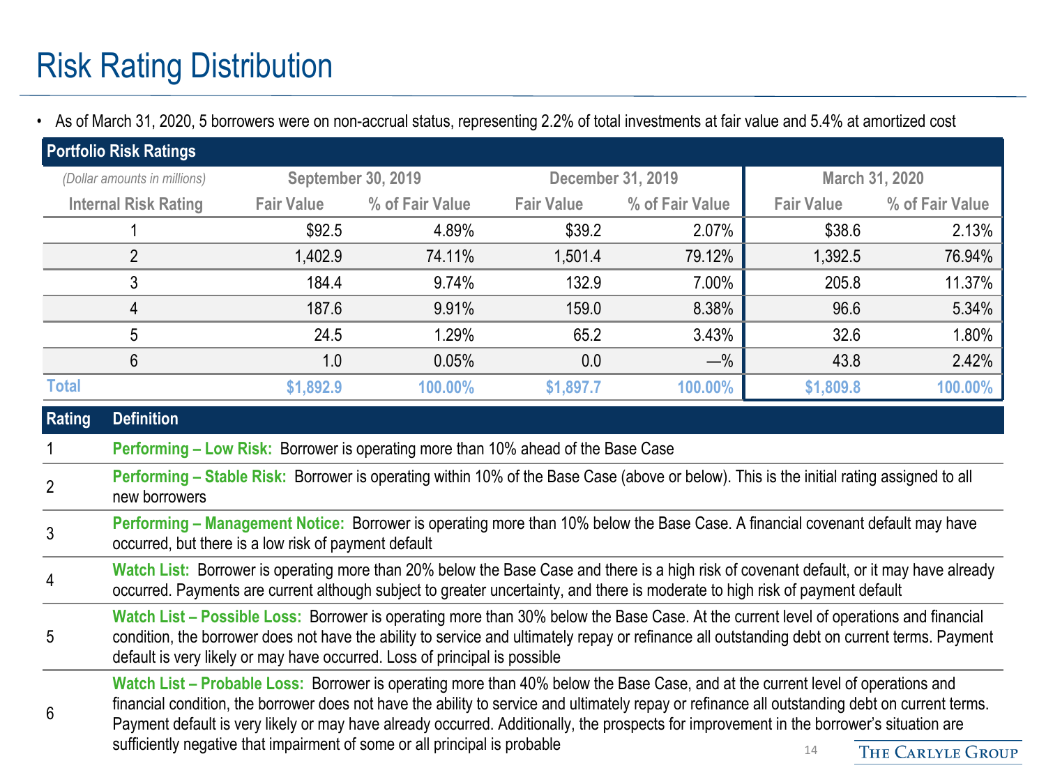# Risk Rating Distribution

- As of March 31, 2020, 5 borrowers were on non-accrual status, representing 2.2% of total investments at fair value and 5.4% at amortized cost

**Portfolio Risk Ratings**

| *(Dollar amounts in millions)* | September 30, 2019 | | December 31, 2019 | | March 31, 2020 | |
|---|---|---|---|---|---|---|
| Internal Risk Rating | Fair Value | % of Fair Value | Fair Value | % of Fair Value | Fair Value | % of Fair Value |
| 1 | $92.5 | 4.89% | $39.2 | 2.07% | $38.6 | 2.13% |
| 2 | 1,402.9 | 74.11% | 1,501.4 | 79.12% | 1,392.5 | 76.94% |
| 3 | 184.4 | 9.74% | 132.9 | 7.00% | 205.8 | 11.37% |
| 4 | 187.6 | 9.91% | 159.0 | 8.38% | 96.6 | 5.34% |
| 5 | 24.5 | 1.29% | 65.2 | 3.43% | 32.6 | 1.80% |
| 6 | 1.0 | 0.05% | 0.0 | —% | 43.8 | 2.42% |
| **Total** | **$1,892.9** | **100.00%** | **$1,897.7** | **100.00%** | **$1,809.8** | **100.00%** |

| Rating | Definition |
|---|---|
| 1 | **Performing – Low Risk:** Borrower is operating more than 10% ahead of the Base Case |
| 2 | **Performing – Stable Risk:** Borrower is operating within 10% of the Base Case (above or below). This is the initial rating assigned to all new borrowers |
| 3 | **Performing – Management Notice:** Borrower is operating more than 10% below the Base Case. A financial covenant default may have occurred, but there is a low risk of payment default |
| 4 | **Watch List:** Borrower is operating more than 20% below the Base Case and there is a high risk of covenant default, or it may have already occurred. Payments are current although subject to greater uncertainty, and there is moderate to high risk of payment default |
| 5 | **Watch List – Possible Loss:** Borrower is operating more than 30% below the Base Case. At the current level of operations and financial condition, the borrower does not have the ability to service and ultimately repay or refinance all outstanding debt on current terms. Payment default is very likely or may have occurred. Loss of principal is possible |
| 6 | **Watch List – Probable Loss:** Borrower is operating more than 40% below the Base Case, and at the current level of operations and financial condition, the borrower does not have the ability to service and ultimately repay or refinance all outstanding debt on current terms. Payment default is very likely or may have already occurred. Additionally, the prospects for improvement in the borrower's situation are sufficiently negative that impairment of some or all principal is probable |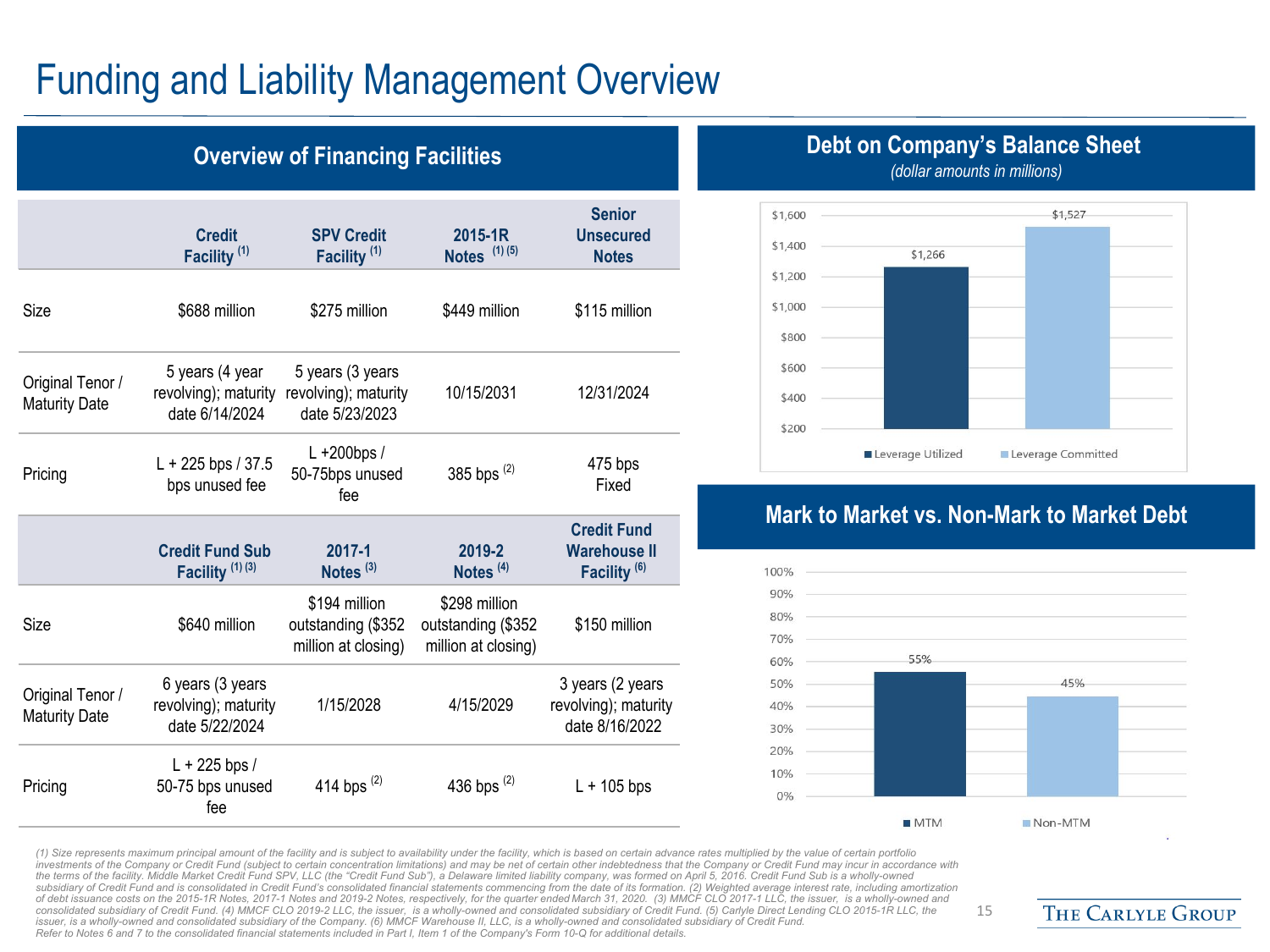# Funding and Liability Management Overview

## Overview of Financing Facilities

| | Credit Facility [1] | SPV Credit Facility [1] | 2015-1R Notes [1] [5] | Senior Unsecured Notes |
|---|---|---|---|---|
| Size | $688 million | $275 million | $449 million | $115 million |
| Original Tenor / Maturity Date | 5 years (4 year revolving); maturity date 6/14/2024 | 5 years (3 years revolving); maturity date 5/23/2023 | 10/15/2031 | 12/31/2024 |
| Pricing | L + 225 bps / 37.5 bps unused fee | L +200bps / 50-75bps unused fee | 385 bps [2] | 475 bps Fixed |
| | **Credit Fund Sub Facility [1] [3]** | **2017-1 Notes [3]** | **2019-2 Notes [4]** | **Credit Fund Warehouse II Facility [6]** |
| Size | $640 million | $194 million outstanding ($352 million at closing) | $298 million outstanding ($352 million at closing) | $150 million |
| Original Tenor / Maturity Date | 6 years (3 years revolving); maturity date 5/22/2024 | 1/15/2028 | 4/15/2029 | 3 years (2 years revolving); maturity date 8/16/2022 |
| Pricing | L + 225 bps / 50-75 bps unused fee | 414 bps [2] | 436 bps [2] | L + 105 bps |

## Debt on Company's Balance Sheet

*(dollar amounts in millions)*

$1,600
$1,400
$1,200
$1,000
$800
$600
$400
$200

$1,266
$1,527

Leverage Utilized
Leverage Committed

## Mark to Market vs. Non-Mark to Market Debt

100%
90%
80%
70%
60%
50%
40%
30%
20%
10%
0%

55%
45%

MTM
Non-MTM

*(1) Size represents maximum principal amount of the facility and is subject to availability under the facility, which is based on certain advance rates multiplied by the value of certain portfolio investments of the Company or Credit Fund (subject to certain concentration limitations) and may be net of certain other indebtedness that the Company or Credit Fund may incur in accordance with the terms of the facility. Middle Market Credit Fund SPV, LLC (the "Credit Fund Sub"), a Delaware limited liability company, was formed on April 5, 2016. Credit Fund Sub is a wholly-owned subsidiary of Credit Fund and is consolidated in Credit Fund's consolidated financial statements commencing from the date of its formation. (2) Weighted average interest rate, including amortization of debt issuance costs on the 2015-1R Notes, 2017-1 Notes and 2019-2 Notes, respectively, for the quarter ended March 31, 2020. (3) MMCF CLO 2017-1 LLC, the issuer, is a wholly-owned and consolidated subsidiary of Credit Fund. (4) MMCF CLO 2019-2 LLC, the issuer, is a wholly-owned and consolidated subsidiary of Credit Fund. (5) Carlyle Direct Lending CLO 2015-1R LLC, the issuer, is a wholly-owned and consolidated subsidiary of the Company. (6) MMCF Warehouse II, LLC, is a wholly-owned and consolidated subsidiary of Credit Fund. Refer to Notes 6 and 7 to the consolidated financial statements included in Part I, Item 1 of the Company's Form 10-Q for additional details.*